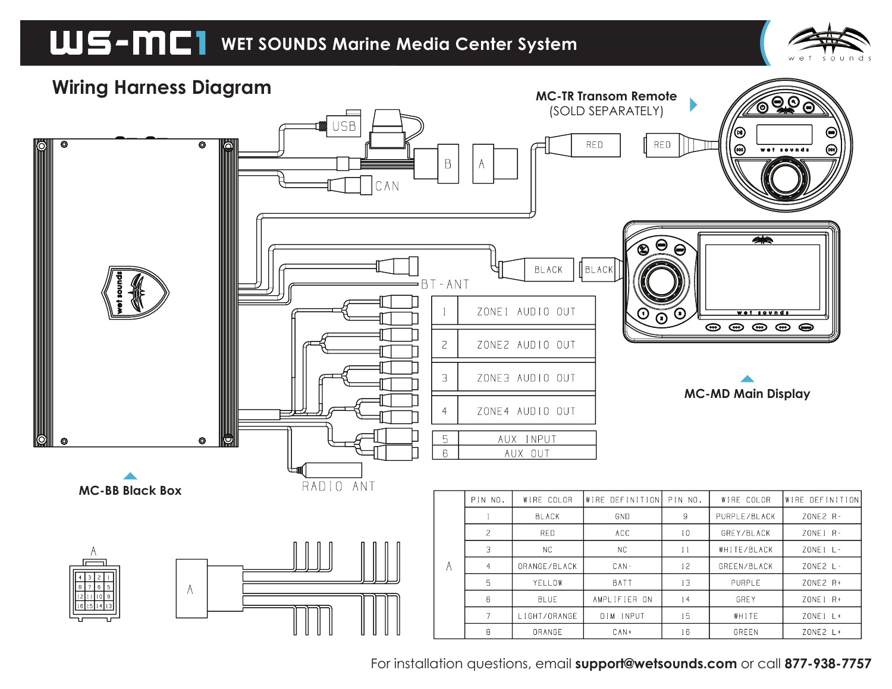# WS-MC1 WET SOUNDS Marine Media Center System

## Wiring Harness Diagram

MC-TR Transom Remote (SOLD SEPARATELY)

USB

B

A

CAN

RED

RED

BLACK

BLACK

BT-ANT

| | |
|---|---|
| 1 | ZONE1 AUDIO OUT |
| 2 | ZONE2 AUDIO OUT |
| 3 | ZONE3 AUDIO OUT |
| 4 | ZONE4 AUDIO OUT |
| 5 | AUX INPUT |
| 6 | AUX OUT |

MC-MD Main Display

RADIO ANT

MC-BB Black Box

A

| | PIN NO. | WIRE COLOR | WIRE DEFINITION | PIN NO. | WIRE COLOR | WIRE DEFINITION |
|---|---|---|---|---|---|---|
| A | 1 | BLACK | GND | 9 | PURPLE/BLACK | ZONE2 R- |
| | 2 | RED | ACC | 10 | GREY/BLACK | ZONE1 R- |
| | 3 | NC | NC | 11 | WHITE/BLACK | ZONE1 L- |
| | 4 | ORANGE/BLACK | CAN- | 12 | GREEN/BLACK | ZONE2 L- |
| | 5 | YELLOW | BATT | 13 | PURPLE | ZONE2 R+ |
| | 6 | BLUE | AMPLIFIER ON | 14 | GREY | ZONE1 R+ |
| | 7 | LIGHT/ORANGE | DIM INPUT | 15 | WHITE | ZONE1 L+ |
| | 8 | ORANGE | CAN+ | 16 | GREEN | ZONE2 L+ |

For installation questions, email **support@wetsounds.com** or call **877-938-7757**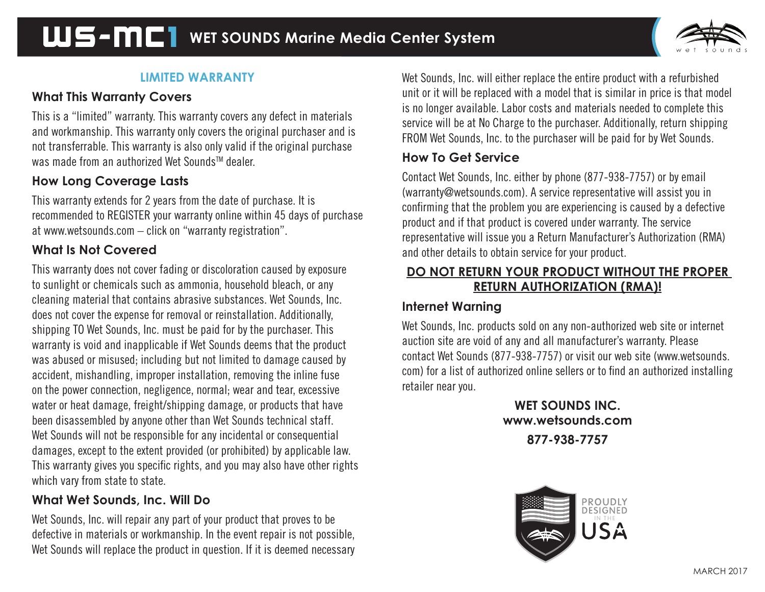# WS-MC1 WET SOUNDS Marine Media Center System

## LIMITED WARRANTY

### What This Warranty Covers

This is a "limited" warranty. This warranty covers any defect in materials and workmanship. This warranty only covers the original purchaser and is not transferrable. This warranty is also only valid if the original purchase was made from an authorized Wet Sounds™ dealer.

### How Long Coverage Lasts

This warranty extends for 2 years from the date of purchase. It is recommended to REGISTER your warranty online within 45 days of purchase at www.wetsounds.com – click on "warranty registration".

### What Is Not Covered

This warranty does not cover fading or discoloration caused by exposure to sunlight or chemicals such as ammonia, household bleach, or any cleaning material that contains abrasive substances. Wet Sounds, Inc. does not cover the expense for removal or reinstallation. Additionally, shipping TO Wet Sounds, Inc. must be paid for by the purchaser. This warranty is void and inapplicable if Wet Sounds deems that the product was abused or misused; including but not limited to damage caused by accident, mishandling, improper installation, removing the inline fuse on the power connection, negligence, normal; wear and tear, excessive water or heat damage, freight/shipping damage, or products that have been disassembled by anyone other than Wet Sounds technical staff. Wet Sounds will not be responsible for any incidental or consequential damages, except to the extent provided (or prohibited) by applicable law. This warranty gives you specific rights, and you may also have other rights which vary from state to state.

### What Wet Sounds, Inc. Will Do

Wet Sounds, Inc. will repair any part of your product that proves to be defective in materials or workmanship. In the event repair is not possible, Wet Sounds will replace the product in question. If it is deemed necessary Wet Sounds, Inc. will either replace the entire product with a refurbished unit or it will be replaced with a model that is similar in price is that model is no longer available. Labor costs and materials needed to complete this service will be at No Charge to the purchaser. Additionally, return shipping FROM Wet Sounds, Inc. to the purchaser will be paid for by Wet Sounds.

### How To Get Service

Contact Wet Sounds, Inc. either by phone (877-938-7757) or by email (warranty@wetsounds.com). A service representative will assist you in confirming that the problem you are experiencing is caused by a defective product and if that product is covered under warranty. The service representative will issue you a Return Manufacturer's Authorization (RMA) and other details to obtain service for your product.

**DO NOT RETURN YOUR PRODUCT WITHOUT THE PROPER RETURN AUTHORIZATION (RMA)!**

### Internet Warning

Wet Sounds, Inc. products sold on any non-authorized web site or internet auction site are void of any and all manufacturer's warranty. Please contact Wet Sounds (877-938-7757) or visit our web site (www.wetsounds.com) for a list of authorized online sellers or to find an authorized installing retailer near you.

**WET SOUNDS INC.**
**www.wetsounds.com**
**877-938-7757**

PROUDLY DESIGNED IN THE USA

MARCH 2017